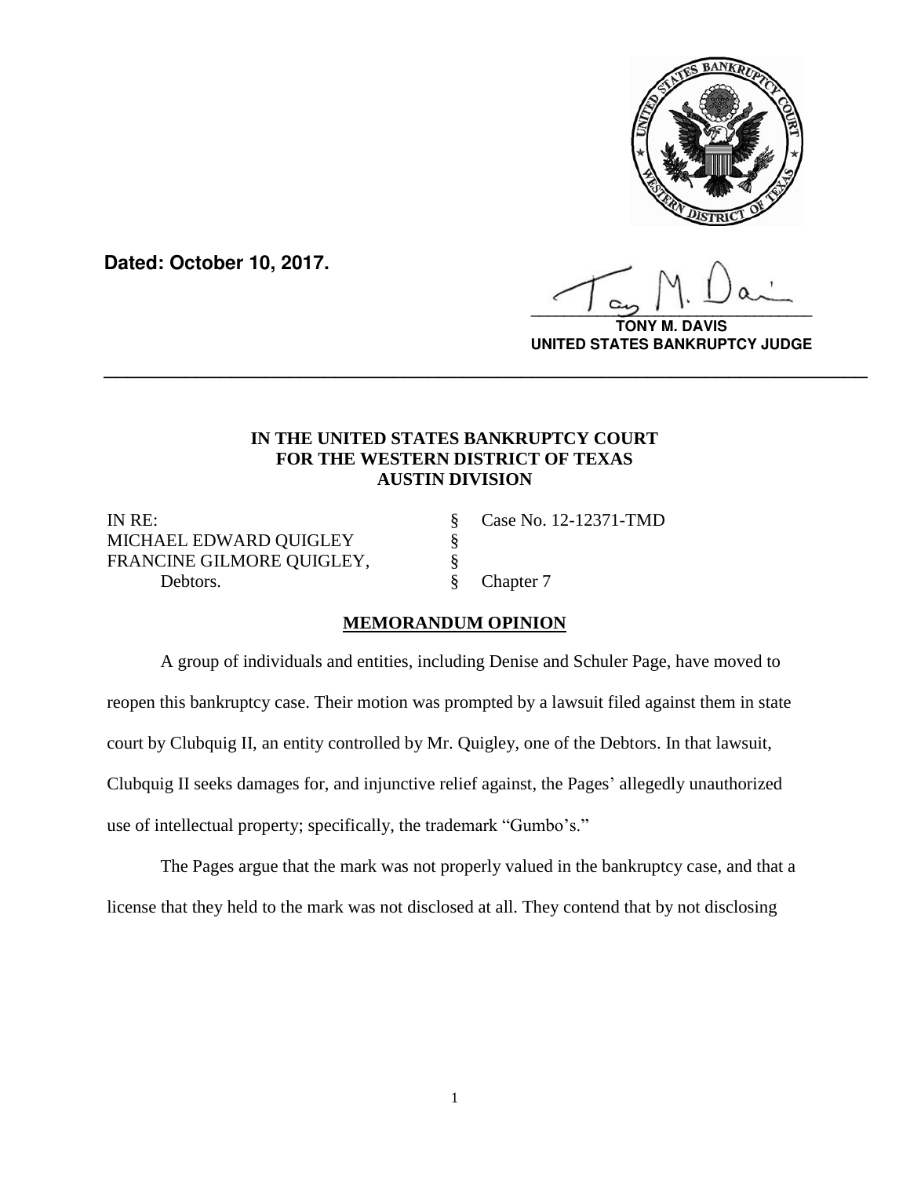**Dated: October 10, 2017.**

**TONY M. DAVIS**
**UNITED STATES BANKRUPTCY JUDGE**

---

**IN THE UNITED STATES BANKRUPTCY COURT**
**FOR THE WESTERN DISTRICT OF TEXAS**
**AUSTIN DIVISION**

| | | |
|---|---|---|
| IN RE: | § | Case No. 12-12371-TMD |
| MICHAEL EDWARD QUIGLEY | § | |
| FRANCINE GILMORE QUIGLEY, | § | |
| Debtors. | § | Chapter 7 |

## **MEMORANDUM OPINION**

A group of individuals and entities, including Denise and Schuler Page, have moved to reopen this bankruptcy case. Their motion was prompted by a lawsuit filed against them in state court by Clubquig II, an entity controlled by Mr. Quigley, one of the Debtors. In that lawsuit, Clubquig II seeks damages for, and injunctive relief against, the Pages' allegedly unauthorized use of intellectual property; specifically, the trademark "Gumbo's."

The Pages argue that the mark was not properly valued in the bankruptcy case, and that a license that they held to the mark was not disclosed at all. They contend that by not disclosing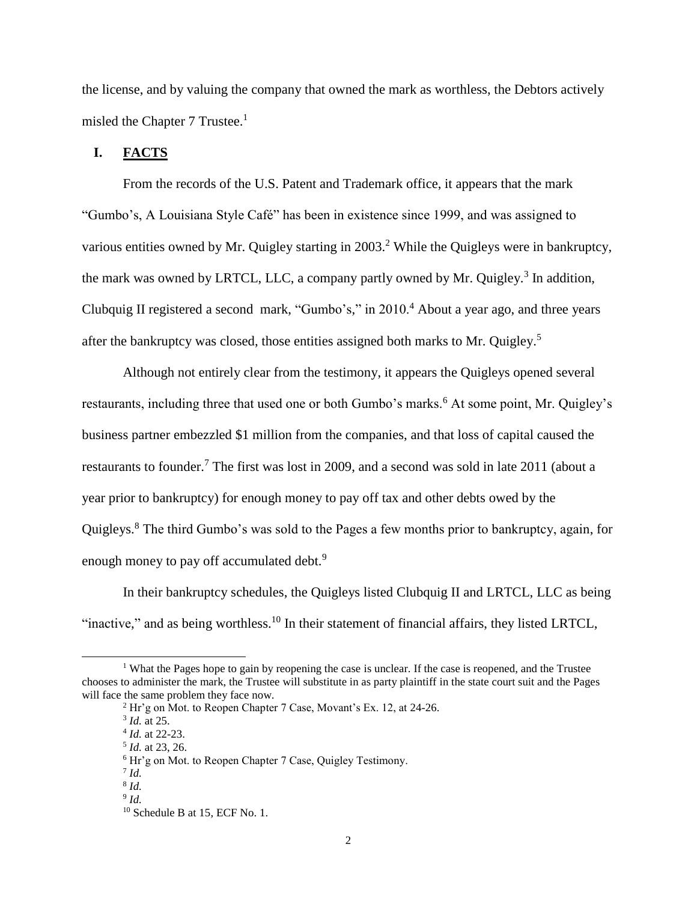the license, and by valuing the company that owned the mark as worthless, the Debtors actively misled the Chapter 7 Trustee.[1]

## I. FACTS

From the records of the U.S. Patent and Trademark office, it appears that the mark "Gumbo's, A Louisiana Style Café" has been in existence since 1999, and was assigned to various entities owned by Mr. Quigley starting in 2003.[2] While the Quigleys were in bankruptcy, the mark was owned by LRTCL, LLC, a company partly owned by Mr. Quigley.[3] In addition, Clubquig II registered a second mark, "Gumbo's," in 2010.[4] About a year ago, and three years after the bankruptcy was closed, those entities assigned both marks to Mr. Quigley.[5]

Although not entirely clear from the testimony, it appears the Quigleys opened several restaurants, including three that used one or both Gumbo's marks.[6] At some point, Mr. Quigley's business partner embezzled \$1 million from the companies, and that loss of capital caused the restaurants to founder.[7] The first was lost in 2009, and a second was sold in late 2011 (about a year prior to bankruptcy) for enough money to pay off tax and other debts owed by the Quigleys.[8] The third Gumbo's was sold to the Pages a few months prior to bankruptcy, again, for enough money to pay off accumulated debt.[9]

In their bankruptcy schedules, the Quigleys listed Clubquig II and LRTCL, LLC as being "inactive," and as being worthless.[10] In their statement of financial affairs, they listed LRTCL,

---

[1] What the Pages hope to gain by reopening the case is unclear. If the case is reopened, and the Trustee chooses to administer the mark, the Trustee will substitute in as party plaintiff in the state court suit and the Pages will face the same problem they face now.

[2] Hr'g on Mot. to Reopen Chapter 7 Case, Movant's Ex. 12, at 24-26.

[3] *Id.* at 25.

[4] *Id.* at 22-23.

[5] *Id.* at 23, 26.

[6] Hr'g on Mot. to Reopen Chapter 7 Case, Quigley Testimony.

[7] *Id.*

[8] *Id.*

[9] *Id.*

[10] Schedule B at 15, ECF No. 1.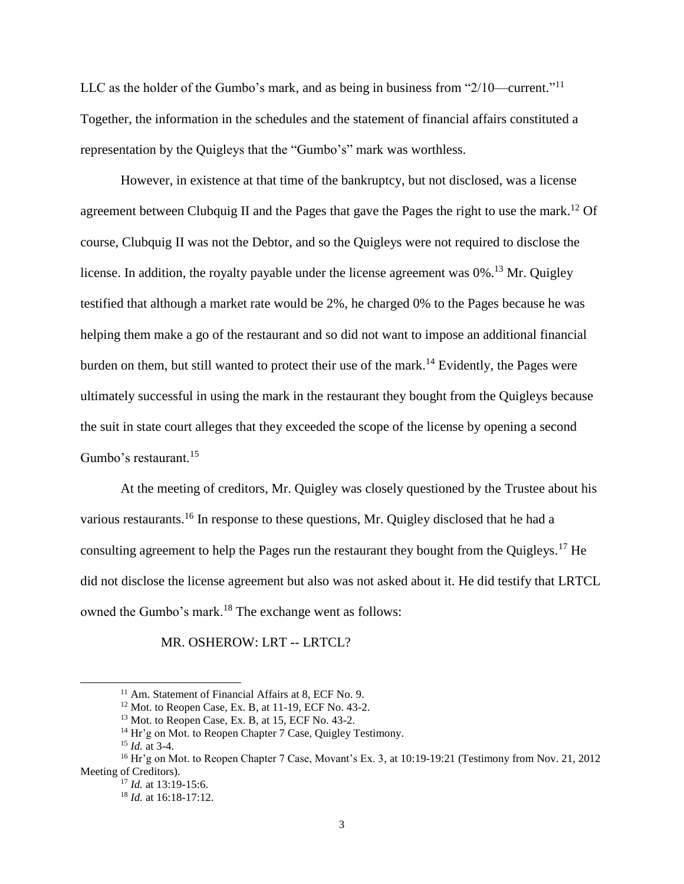LLC as the holder of the Gumbo's mark, and as being in business from "2/10—current."[11] Together, the information in the schedules and the statement of financial affairs constituted a representation by the Quigleys that the "Gumbo's" mark was worthless.

However, in existence at that time of the bankruptcy, but not disclosed, was a license agreement between Clubquig II and the Pages that gave the Pages the right to use the mark.[12] Of course, Clubquig II was not the Debtor, and so the Quigleys were not required to disclose the license. In addition, the royalty payable under the license agreement was 0%.[13] Mr. Quigley testified that although a market rate would be 2%, he charged 0% to the Pages because he was helping them make a go of the restaurant and so did not want to impose an additional financial burden on them, but still wanted to protect their use of the mark.[14] Evidently, the Pages were ultimately successful in using the mark in the restaurant they bought from the Quigleys because the suit in state court alleges that they exceeded the scope of the license by opening a second Gumbo's restaurant.[15]

At the meeting of creditors, Mr. Quigley was closely questioned by the Trustee about his various restaurants.[16] In response to these questions, Mr. Quigley disclosed that he had a consulting agreement to help the Pages run the restaurant they bought from the Quigleys.[17] He did not disclose the license agreement but also was not asked about it. He did testify that LRTCL owned the Gumbo's mark.[18] The exchange went as follows:

MR. OSHEROW: LRT -- LRTCL?

---

[11] Am. Statement of Financial Affairs at 8, ECF No. 9.

[12] Mot. to Reopen Case, Ex. B, at 11-19, ECF No. 43-2.

[13] Mot. to Reopen Case, Ex. B, at 15, ECF No. 43-2.

[14] Hr'g on Mot. to Reopen Chapter 7 Case, Quigley Testimony.

[15] *Id.* at 3-4.

[16] Hr'g on Mot. to Reopen Chapter 7 Case, Movant's Ex. 3, at 10:19-19:21 (Testimony from Nov. 21, 2012 Meeting of Creditors).

[17] *Id.* at 13:19-15:6.

[18] *Id.* at 16:18-17:12.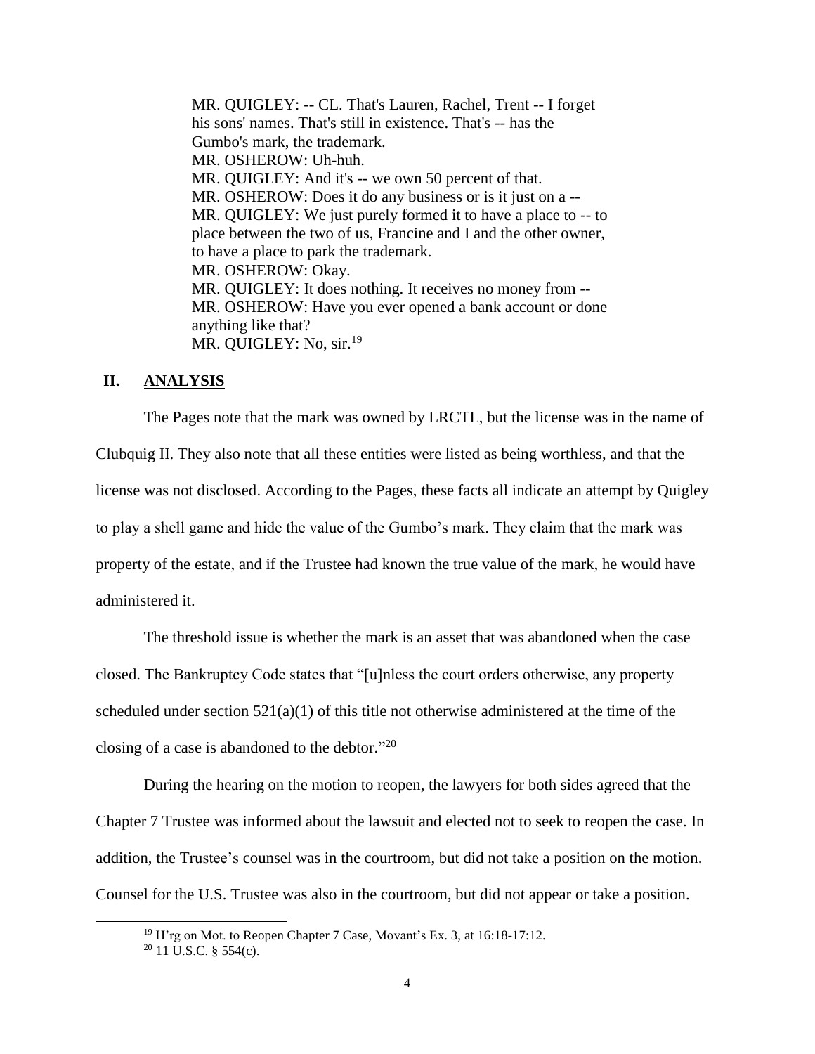> MR. QUIGLEY: -- CL. That's Lauren, Rachel, Trent -- I forget his sons' names. That's still in existence. That's -- has the Gumbo's mark, the trademark.
> MR. OSHEROW: Uh-huh.
> MR. QUIGLEY: And it's -- we own 50 percent of that.
> MR. OSHEROW: Does it do any business or is it just on a --
> MR. QUIGLEY: We just purely formed it to have a place to -- to place between the two of us, Francine and I and the other owner, to have a place to park the trademark.
> MR. OSHEROW: Okay.
> MR. QUIGLEY: It does nothing. It receives no money from --
> MR. OSHEROW: Have you ever opened a bank account or done anything like that?
> MR. QUIGLEY: No, sir.[19]

## II. ANALYSIS

The Pages note that the mark was owned by LRCTL, but the license was in the name of Clubquig II. They also note that all these entities were listed as being worthless, and that the license was not disclosed. According to the Pages, these facts all indicate an attempt by Quigley to play a shell game and hide the value of the Gumbo's mark. They claim that the mark was property of the estate, and if the Trustee had known the true value of the mark, he would have administered it.

The threshold issue is whether the mark is an asset that was abandoned when the case closed. The Bankruptcy Code states that "[u]nless the court orders otherwise, any property scheduled under section 521(a)(1) of this title not otherwise administered at the time of the closing of a case is abandoned to the debtor."[20]

During the hearing on the motion to reopen, the lawyers for both sides agreed that the Chapter 7 Trustee was informed about the lawsuit and elected not to seek to reopen the case. In addition, the Trustee's counsel was in the courtroom, but did not take a position on the motion. Counsel for the U.S. Trustee was also in the courtroom, but did not appear or take a position.

---

[19] H'rg on Mot. to Reopen Chapter 7 Case, Movant's Ex. 3, at 16:18-17:12.

[20] 11 U.S.C. § 554(c).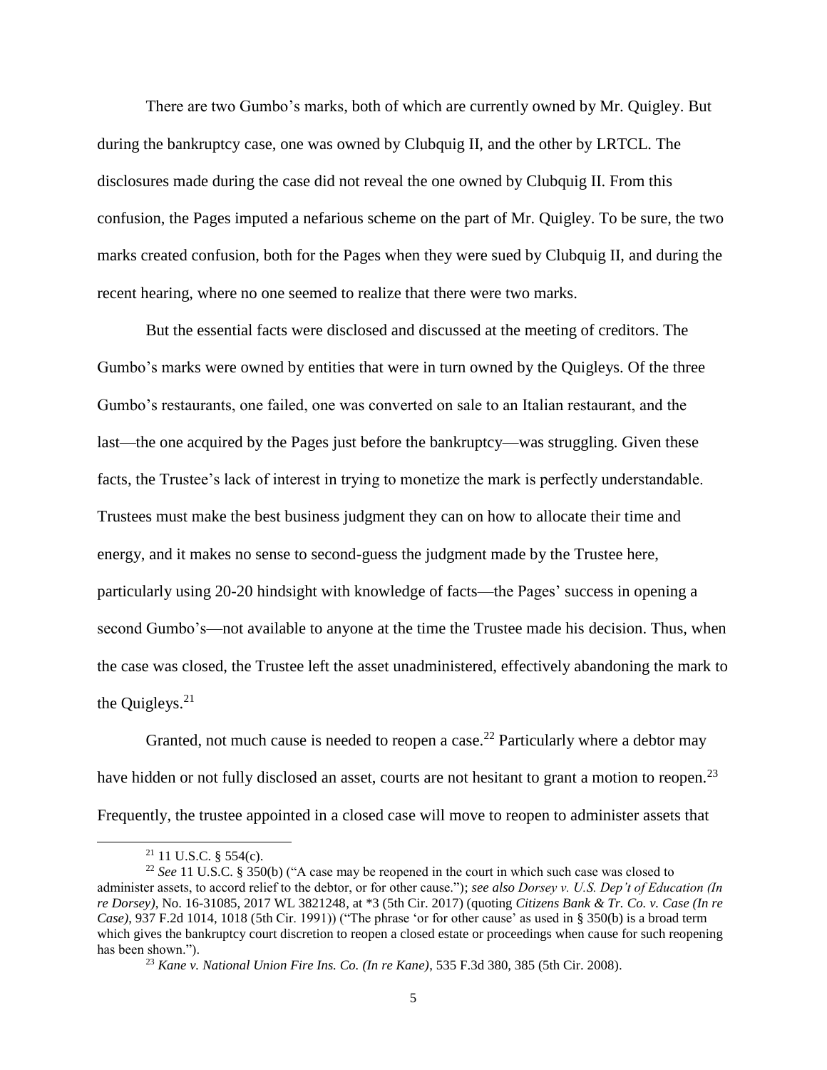There are two Gumbo's marks, both of which are currently owned by Mr. Quigley. But during the bankruptcy case, one was owned by Clubquig II, and the other by LRTCL. The disclosures made during the case did not reveal the one owned by Clubquig II. From this confusion, the Pages imputed a nefarious scheme on the part of Mr. Quigley. To be sure, the two marks created confusion, both for the Pages when they were sued by Clubquig II, and during the recent hearing, where no one seemed to realize that there were two marks.

But the essential facts were disclosed and discussed at the meeting of creditors. The Gumbo's marks were owned by entities that were in turn owned by the Quigleys. Of the three Gumbo's restaurants, one failed, one was converted on sale to an Italian restaurant, and the last—the one acquired by the Pages just before the bankruptcy—was struggling. Given these facts, the Trustee's lack of interest in trying to monetize the mark is perfectly understandable. Trustees must make the best business judgment they can on how to allocate their time and energy, and it makes no sense to second-guess the judgment made by the Trustee here, particularly using 20-20 hindsight with knowledge of facts—the Pages' success in opening a second Gumbo's—not available to anyone at the time the Trustee made his decision. Thus, when the case was closed, the Trustee left the asset unadministered, effectively abandoning the mark to the Quigleys.[21]

Granted, not much cause is needed to reopen a case.[22] Particularly where a debtor may have hidden or not fully disclosed an asset, courts are not hesitant to grant a motion to reopen.[23] Frequently, the trustee appointed in a closed case will move to reopen to administer assets that

---

[21] 11 U.S.C. § 554(c).

[22] *See* 11 U.S.C. § 350(b) ("A case may be reopened in the court in which such case was closed to administer assets, to accord relief to the debtor, or for other cause."); *see also Dorsey v. U.S. Dep't of Education (In re Dorsey)*, No. 16-31085, 2017 WL 3821248, at *3 (5th Cir. 2017) (quoting *Citizens Bank & Tr. Co. v. Case (In re Case)*, 937 F.2d 1014, 1018 (5th Cir. 1991)) ("The phrase 'or for other cause' as used in § 350(b) is a broad term which gives the bankruptcy court discretion to reopen a closed estate or proceedings when cause for such reopening has been shown.").

[23] *Kane v. National Union Fire Ins. Co. (In re Kane)*, 535 F.3d 380, 385 (5th Cir. 2008).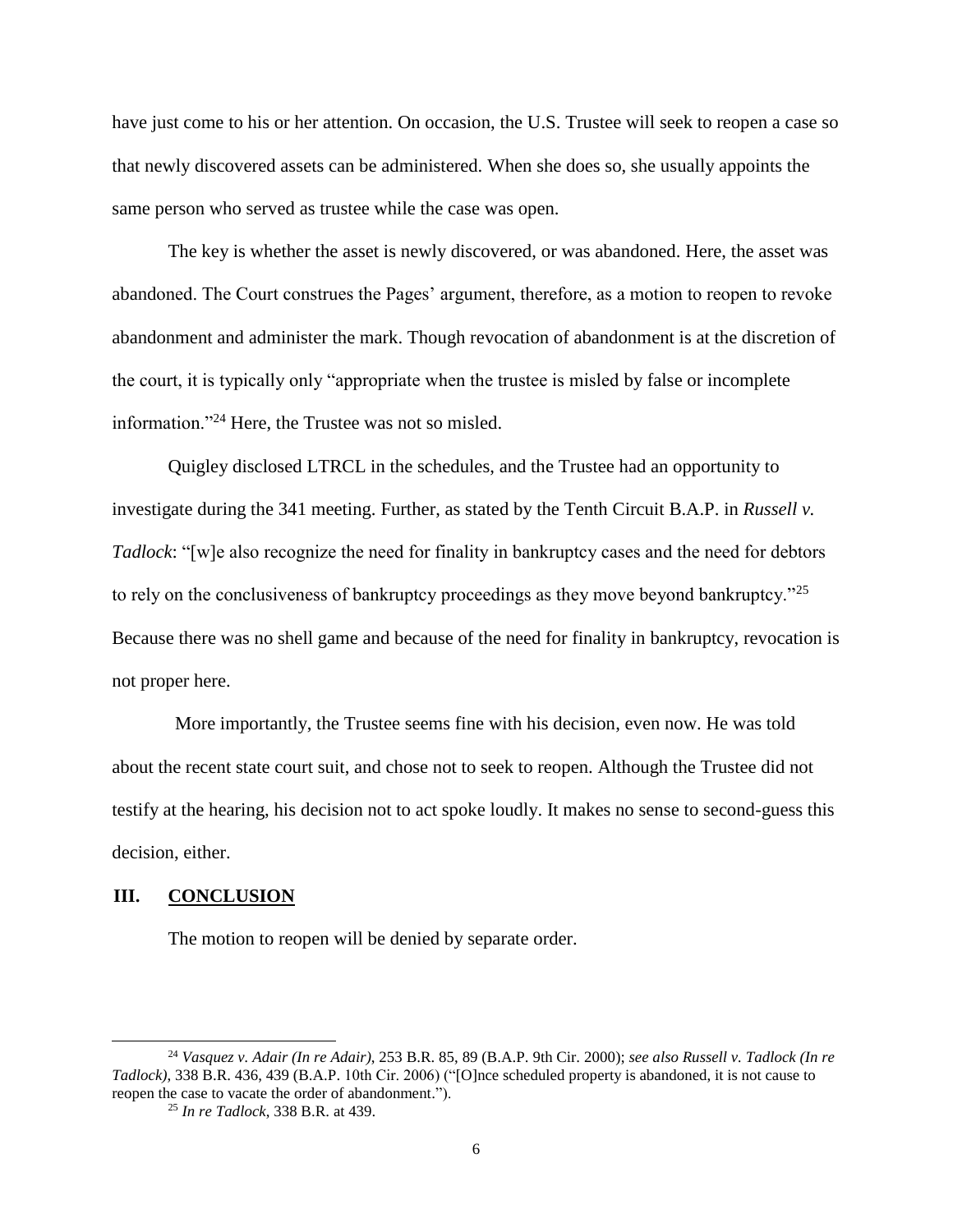have just come to his or her attention. On occasion, the U.S. Trustee will seek to reopen a case so that newly discovered assets can be administered. When she does so, she usually appoints the same person who served as trustee while the case was open.

The key is whether the asset is newly discovered, or was abandoned. Here, the asset was abandoned. The Court construes the Pages' argument, therefore, as a motion to reopen to revoke abandonment and administer the mark. Though revocation of abandonment is at the discretion of the court, it is typically only "appropriate when the trustee is misled by false or incomplete information."[24] Here, the Trustee was not so misled.

Quigley disclosed LTRCL in the schedules, and the Trustee had an opportunity to investigate during the 341 meeting. Further, as stated by the Tenth Circuit B.A.P. in *Russell v. Tadlock*: "[w]e also recognize the need for finality in bankruptcy cases and the need for debtors to rely on the conclusiveness of bankruptcy proceedings as they move beyond bankruptcy."[25] Because there was no shell game and because of the need for finality in bankruptcy, revocation is not proper here.

More importantly, the Trustee seems fine with his decision, even now. He was told about the recent state court suit, and chose not to seek to reopen. Although the Trustee did not testify at the hearing, his decision not to act spoke loudly. It makes no sense to second-guess this decision, either.

## III. CONCLUSION

The motion to reopen will be denied by separate order.

---

[24] *Vasquez v. Adair (In re Adair)*, 253 B.R. 85, 89 (B.A.P. 9th Cir. 2000); *see also Russell v. Tadlock (In re Tadlock)*, 338 B.R. 436, 439 (B.A.P. 10th Cir. 2006) ("[O]nce scheduled property is abandoned, it is not cause to reopen the case to vacate the order of abandonment.").

[25] *In re Tadlock*, 338 B.R. at 439.